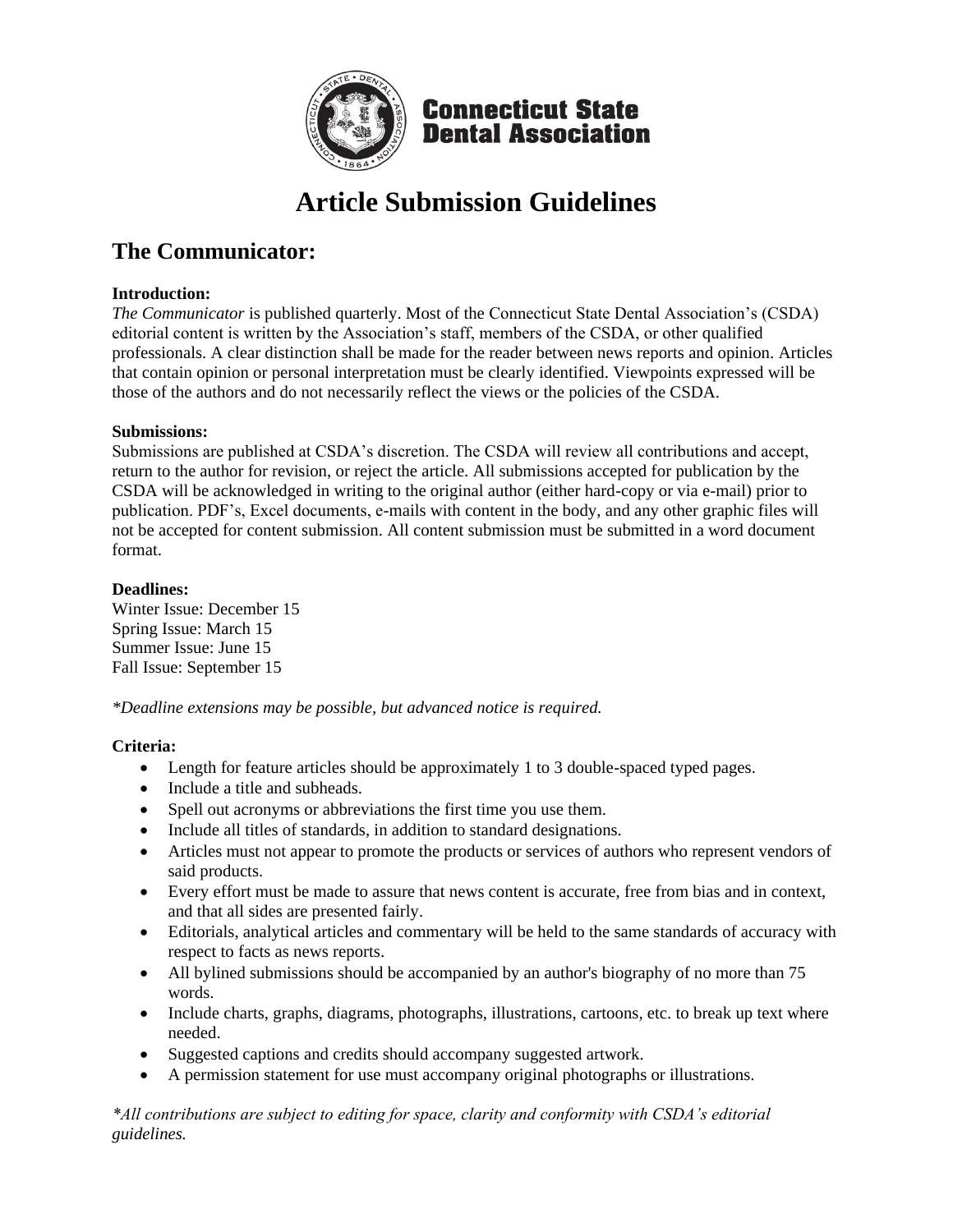**Connecticut State Dental Association**

# Article Submission Guidelines

## The Communicator:

**Introduction:**

*The Communicator* is published quarterly. Most of the Connecticut State Dental Association's (CSDA) editorial content is written by the Association's staff, members of the CSDA, or other qualified professionals. A clear distinction shall be made for the reader between news reports and opinion. Articles that contain opinion or personal interpretation must be clearly identified. Viewpoints expressed will be those of the authors and do not necessarily reflect the views or the policies of the CSDA.

**Submissions:**

Submissions are published at CSDA's discretion. The CSDA will review all contributions and accept, return to the author for revision, or reject the article. All submissions accepted for publication by the CSDA will be acknowledged in writing to the original author (either hard-copy or via e-mail) prior to publication. PDF's, Excel documents, e-mails with content in the body, and any other graphic files will not be accepted for content submission. All content submission must be submitted in a word document format.

**Deadlines:**

Winter Issue: December 15
Spring Issue: March 15
Summer Issue: June 15
Fall Issue: September 15

*\*Deadline extensions may be possible, but advanced notice is required.*

**Criteria:**

- Length for feature articles should be approximately 1 to 3 double-spaced typed pages.
- Include a title and subheads.
- Spell out acronyms or abbreviations the first time you use them.
- Include all titles of standards, in addition to standard designations.
- Articles must not appear to promote the products or services of authors who represent vendors of said products.
- Every effort must be made to assure that news content is accurate, free from bias and in context, and that all sides are presented fairly.
- Editorials, analytical articles and commentary will be held to the same standards of accuracy with respect to facts as news reports.
- All bylined submissions should be accompanied by an author's biography of no more than 75 words.
- Include charts, graphs, diagrams, photographs, illustrations, cartoons, etc. to break up text where needed.
- Suggested captions and credits should accompany suggested artwork.
- A permission statement for use must accompany original photographs or illustrations.

*\*All contributions are subject to editing for space, clarity and conformity with CSDA's editorial guidelines.*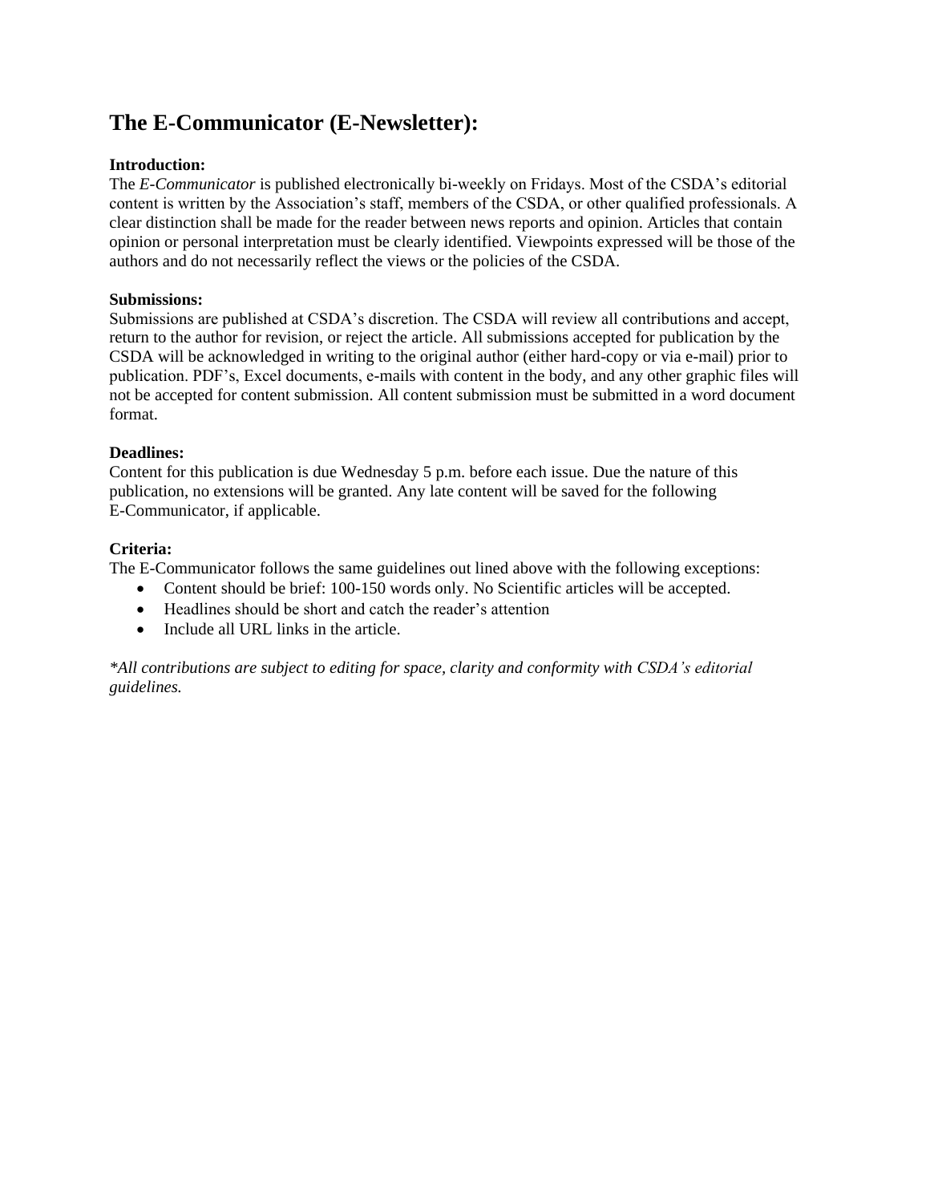## The E-Communicator (E-Newsletter):

**Introduction:**
The *E-Communicator* is published electronically bi-weekly on Fridays. Most of the CSDA's editorial content is written by the Association's staff, members of the CSDA, or other qualified professionals. A clear distinction shall be made for the reader between news reports and opinion. Articles that contain opinion or personal interpretation must be clearly identified. Viewpoints expressed will be those of the authors and do not necessarily reflect the views or the policies of the CSDA.

**Submissions:**
Submissions are published at CSDA's discretion. The CSDA will review all contributions and accept, return to the author for revision, or reject the article. All submissions accepted for publication by the CSDA will be acknowledged in writing to the original author (either hard-copy or via e-mail) prior to publication. PDF's, Excel documents, e-mails with content in the body, and any other graphic files will not be accepted for content submission. All content submission must be submitted in a word document format.

**Deadlines:**
Content for this publication is due Wednesday 5 p.m. before each issue. Due the nature of this publication, no extensions will be granted. Any late content will be saved for the following E-Communicator, if applicable.

**Criteria:**
The E-Communicator follows the same guidelines out lined above with the following exceptions:

- Content should be brief: 100-150 words only. No Scientific articles will be accepted.
- Headlines should be short and catch the reader's attention
- Include all URL links in the article.

*\*All contributions are subject to editing for space, clarity and conformity with CSDA's editorial guidelines.*